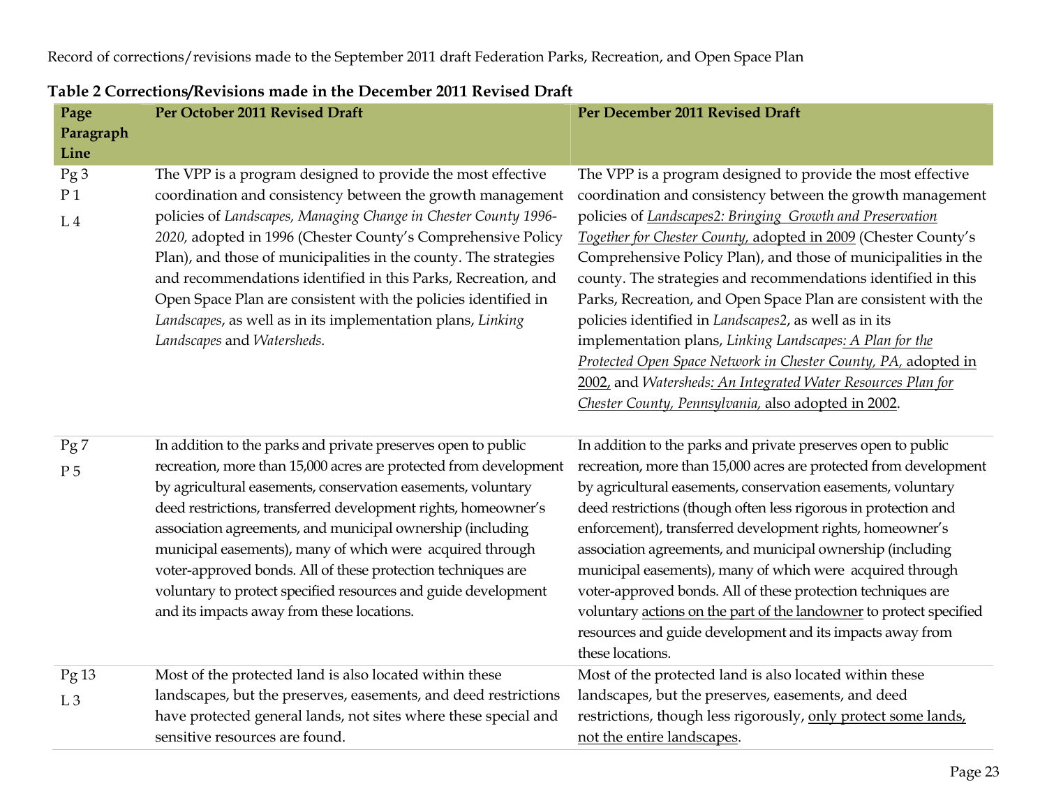Record of corrections/revisions made to the September 2011 draft Federation Parks, Recreation, and Open Space Plan

**Table 2 Corrections/Revisions made in the December 2011 Revised Draft**

| Page Paragraph Line | Per October 2011 Revised Draft | Per December 2011 Revised Draft |
|---|---|---|
| Pg 3<br>P 1<br>L 4 | The VPP is a program designed to provide the most effective coordination and consistency between the growth management policies of *Landscapes, Managing Change in Chester County 1996-2020,* adopted in 1996 (Chester County's Comprehensive Policy Plan), and those of municipalities in the county. The strategies and recommendations identified in this Parks, Recreation, and Open Space Plan are consistent with the policies identified in *Landscapes*, as well as in its implementation plans, *Linking Landscapes* and *Watersheds.* | The VPP is a program designed to provide the most effective coordination and consistency between the growth management policies of <u>*Landscapes2: Bringing Growth and Preservation Together for Chester County,* adopted in 2009</u> (Chester County's Comprehensive Policy Plan), and those of municipalities in the county. The strategies and recommendations identified in this Parks, Recreation, and Open Space Plan are consistent with the policies identified in *Landscapes2*, as well as in its implementation plans, *Linking Landscapes<u>: A Plan for the Protected Open Space Network in Chester County, PA,</u>* <u>adopted in 2002,</u> and *Watersheds<u>: An Integrated Water Resources Plan for Chester County, Pennsylvania,</u>* <u>also adopted in 2002</u>. |
| Pg 7<br>P 5 | In addition to the parks and private preserves open to public recreation, more than 15,000 acres are protected from development by agricultural easements, conservation easements, voluntary deed restrictions, transferred development rights, homeowner's association agreements, and municipal ownership (including municipal easements), many of which were acquired through voter-approved bonds. All of these protection techniques are voluntary to protect specified resources and guide development and its impacts away from these locations. | In addition to the parks and private preserves open to public recreation, more than 15,000 acres are protected from development by agricultural easements, conservation easements, voluntary deed restrictions (though often less rigorous in protection and enforcement), transferred development rights, homeowner's association agreements, and municipal ownership (including municipal easements), many of which were acquired through voter-approved bonds. All of these protection techniques are voluntary <u>actions on the part of the landowner</u> to protect specified resources and guide development and its impacts away from these locations. |
| Pg 13<br>L 3 | Most of the protected land is also located within these landscapes, but the preserves, easements, and deed restrictions have protected general lands, not sites where these special and sensitive resources are found. | Most of the protected land is also located within these landscapes, but the preserves, easements, and deed restrictions, though less rigorously, <u>only protect some lands, not the entire landscapes</u>. |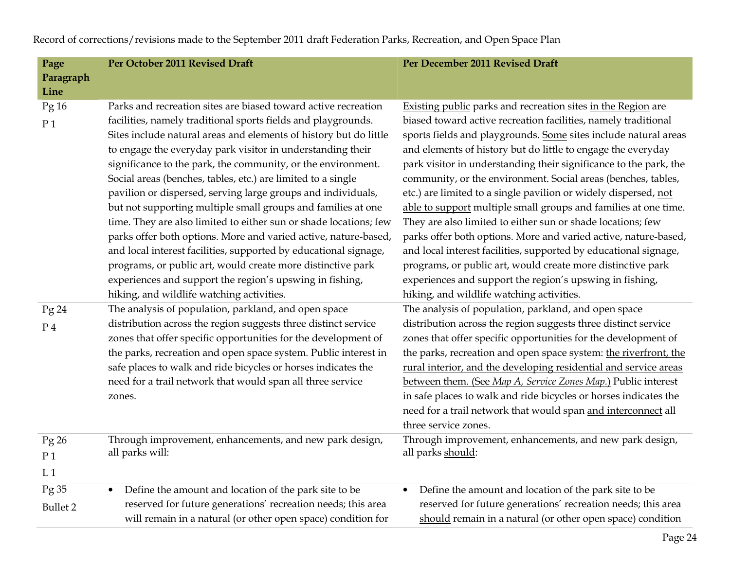Record of corrections/revisions made to the September 2011 draft Federation Parks, Recreation, and Open Space Plan

| Page Paragraph Line | Per October 2011 Revised Draft | Per December 2011 Revised Draft |
|---|---|---|
| Pg 16<br>P 1 | Parks and recreation sites are biased toward active recreation facilities, namely traditional sports fields and playgrounds. Sites include natural areas and elements of history but do little to engage the everyday park visitor in understanding their significance to the park, the community, or the environment. Social areas (benches, tables, etc.) are limited to a single pavilion or dispersed, serving large groups and individuals, but not supporting multiple small groups and families at one time. They are also limited to either sun or shade locations; few parks offer both options. More and varied active, nature-based, and local interest facilities, supported by educational signage, programs, or public art, would create more distinctive park experiences and support the region's upswing in fishing, hiking, and wildlife watching activities. | <u>Existing public</u> parks and recreation sites <u>in the Region</u> are biased toward active recreation facilities, namely traditional sports fields and playgrounds. <u>Some</u> sites include natural areas and elements of history but do little to engage the everyday park visitor in understanding their significance to the park, the community, or the environment. Social areas (benches, tables, etc.) are limited to a single pavilion or widely dispersed, <u>not able to support</u> multiple small groups and families at one time. They are also limited to either sun or shade locations; few parks offer both options. More and varied active, nature-based, and local interest facilities, supported by educational signage, programs, or public art, would create more distinctive park experiences and support the region's upswing in fishing, hiking, and wildlife watching activities. |
| Pg 24<br>P 4 | The analysis of population, parkland, and open space distribution across the region suggests three distinct service zones that offer specific opportunities for the development of the parks, recreation and open space system. Public interest in safe places to walk and ride bicycles or horses indicates the need for a trail network that would span all three service zones. | The analysis of population, parkland, and open space distribution across the region suggests three distinct service zones that offer specific opportunities for the development of the parks, recreation and open space system: <u>the riverfront, the rural interior, and the developing residential and service areas between them. (See *Map A, Service Zones Map*.)</u> Public interest in safe places to walk and ride bicycles or horses indicates the need for a trail network that would span <u>and interconnect</u> all three service zones. |
| Pg 26<br>P 1<br>L 1 | Through improvement, enhancements, and new park design, all parks will: | Through improvement, enhancements, and new park design, all parks <u>should</u>: |
| Pg 35<br>Bullet 2 | • Define the amount and location of the park site to be reserved for future generations' recreation needs; this area will remain in a natural (or other open space) condition for | • Define the amount and location of the park site to be reserved for future generations' recreation needs; this area <u>should</u> remain in a natural (or other open space) condition |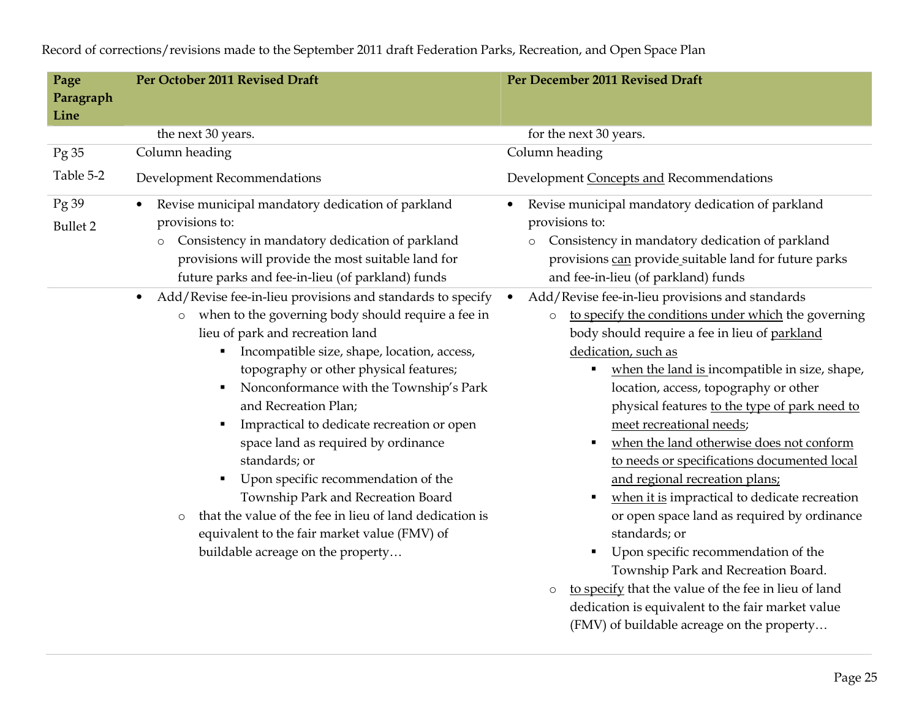Record of corrections/revisions made to the September 2011 draft Federation Parks, Recreation, and Open Space Plan

| Page Paragraph Line | Per October 2011 Revised Draft | Per December 2011 Revised Draft |
|---|---|---|
| | the next 30 years. | for the next 30 years. |
| Pg 35<br>Table 5-2 | Column heading<br><br>Development Recommendations | Column heading<br><br>Development <u>Concepts and</u> Recommendations |
| Pg 39<br>Bullet 2 | • Revise municipal mandatory dedication of parkland provisions to:<br>○ Consistency in mandatory dedication of parkland provisions will provide the most suitable land for future parks and fee-in-lieu (of parkland) funds | • Revise municipal mandatory dedication of parkland provisions to:<br>○ Consistency in mandatory dedication of parkland provisions <u>can</u> provide suitable land for future parks and fee-in-lieu (of parkland) funds |
| | • Add/Revise fee-in-lieu provisions and standards to specify<br>○ when to the governing body should require a fee in lieu of park and recreation land<br>▪ Incompatible size, shape, location, access, topography or other physical features;<br>▪ Nonconformance with the Township's Park and Recreation Plan;<br>▪ Impractical to dedicate recreation or open space land as required by ordinance standards; or<br>▪ Upon specific recommendation of the Township Park and Recreation Board<br>○ that the value of the fee in lieu of land dedication is equivalent to the fair market value (FMV) of buildable acreage on the property… | • Add/Revise fee-in-lieu provisions and standards<br>○ <u>to specify the conditions under which</u> the governing body should require a fee in lieu of <u>parkland dedication, such as</u><br>▪ <u>when the land is</u> incompatible in size, shape, location, access, topography or other physical features <u>to the type of park need to meet recreational needs</u>;<br>▪ <u>when the land otherwise does not conform to needs or specifications documented local and regional recreation plans;</u><br>▪ <u>when it is</u> impractical to dedicate recreation or open space land as required by ordinance standards; or<br>▪ Upon specific recommendation of the Township Park and Recreation Board.<br>○ <u>to specify</u> that the value of the fee in lieu of land dedication is equivalent to the fair market value (FMV) of buildable acreage on the property… |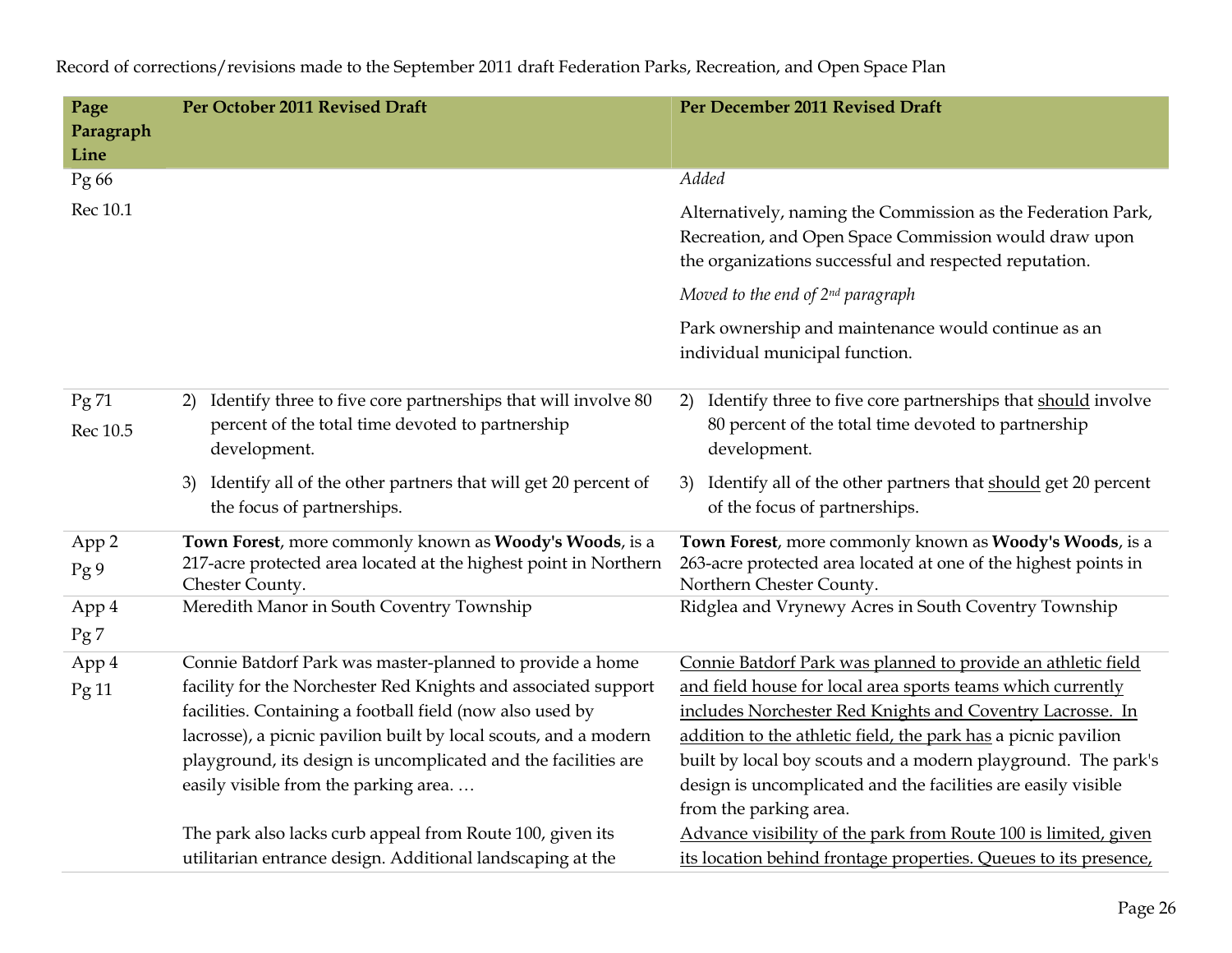Record of corrections/revisions made to the September 2011 draft Federation Parks, Recreation, and Open Space Plan

| Page Paragraph Line | Per October 2011 Revised Draft | Per December 2011 Revised Draft |
|---|---|---|
| Pg 66<br>Rec 10.1 | | *Added*<br>Alternatively, naming the Commission as the Federation Park, Recreation, and Open Space Commission would draw upon the organizations successful and respected reputation.<br>*Moved to the end of 2nd paragraph*<br>Park ownership and maintenance would continue as an individual municipal function. |
| Pg 71<br>Rec 10.5 | 2) Identify three to five core partnerships that will involve 80 percent of the total time devoted to partnership development.<br>3) Identify all of the other partners that will get 20 percent of the focus of partnerships. | 2) Identify three to five core partnerships that <u>should</u> involve 80 percent of the total time devoted to partnership development.<br>3) Identify all of the other partners that <u>should</u> get 20 percent of the focus of partnerships. |
| App 2<br>Pg 9 | **Town Forest**, more commonly known as **Woody's Woods**, is a 217-acre protected area located at the highest point in Northern Chester County. | **Town Forest**, more commonly known as **Woody's Woods**, is a 263-acre protected area located at one of the highest points in Northern Chester County. |
| App 4<br>Pg 7 | Meredith Manor in South Coventry Township | Ridglea and Vrynewy Acres in South Coventry Township |
| App 4<br>Pg 11 | Connie Batdorf Park was master-planned to provide a home facility for the Norchester Red Knights and associated support facilities. Containing a football field (now also used by lacrosse), a picnic pavilion built by local scouts, and a modern playground, its design is uncomplicated and the facilities are easily visible from the parking area. …<br><br>The park also lacks curb appeal from Route 100, given its utilitarian entrance design. Additional landscaping at the | <u>Connie Batdorf Park was planned to provide an athletic field and field house for local area sports teams which currently includes Norchester Red Knights and Coventry Lacrosse. In addition to the athletic field, the park has</u> a picnic pavilion built by local boy scouts and a modern playground. The park's design is uncomplicated and the facilities are easily visible from the parking area.<br><u>Advance visibility of the park from Route 100 is limited, given its location behind frontage properties. Queues to its presence,</u> |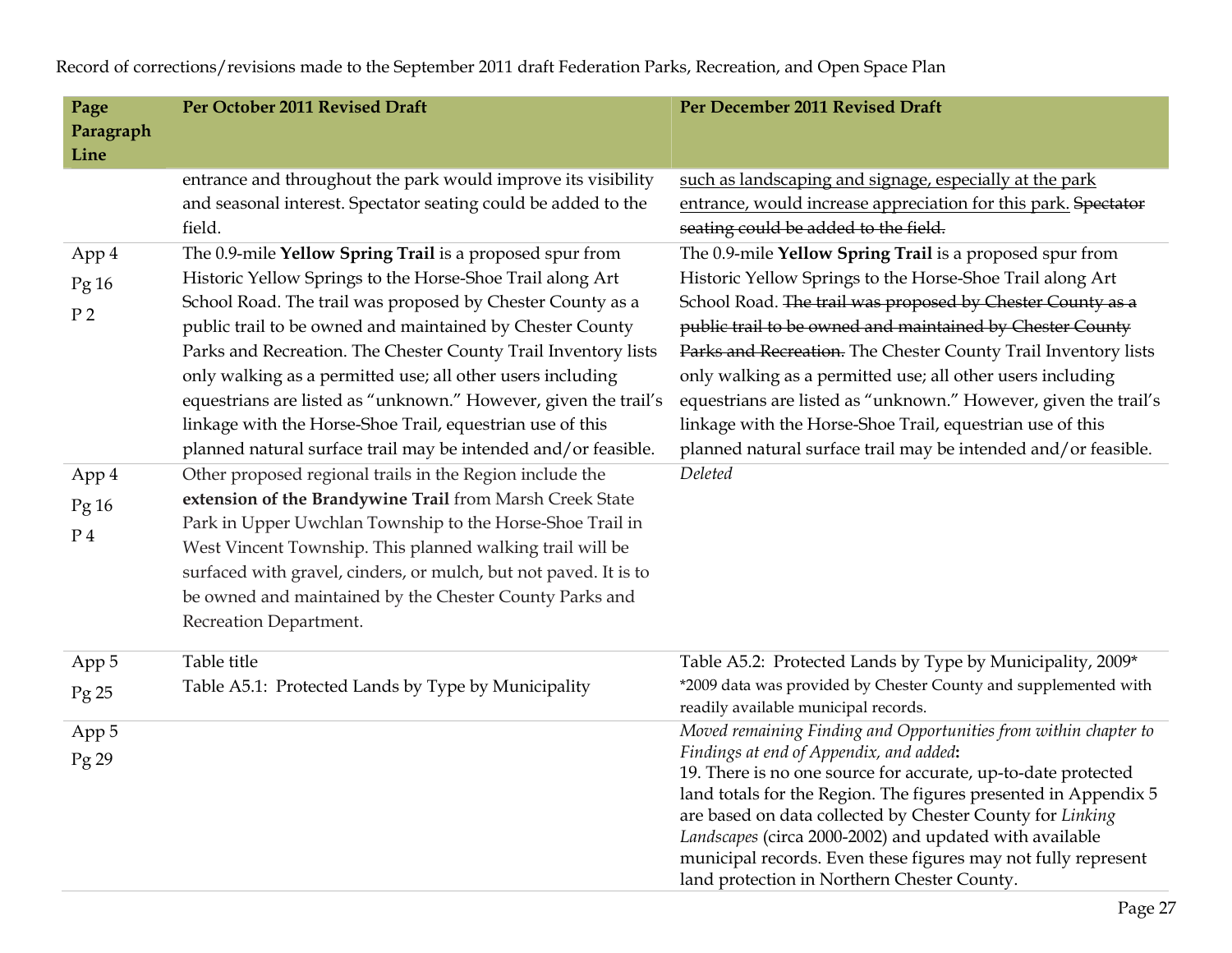Record of corrections/revisions made to the September 2011 draft Federation Parks, Recreation, and Open Space Plan

| Page Paragraph Line | Per October 2011 Revised Draft | Per December 2011 Revised Draft |
|---|---|---|
| | entrance and throughout the park would improve its visibility and seasonal interest. Spectator seating could be added to the field. | <u>such as landscaping and signage, especially at the park entrance, would increase appreciation for this park.</u> ~~Spectator seating could be added to the field.~~ |
| App 4<br>Pg 16<br>P 2 | The 0.9-mile **Yellow Spring Trail** is a proposed spur from Historic Yellow Springs to the Horse-Shoe Trail along Art School Road. The trail was proposed by Chester County as a public trail to be owned and maintained by Chester County Parks and Recreation. The Chester County Trail Inventory lists only walking as a permitted use; all other users including equestrians are listed as "unknown." However, given the trail's linkage with the Horse-Shoe Trail, equestrian use of this planned natural surface trail may be intended and/or feasible. | The 0.9-mile **Yellow Spring Trail** is a proposed spur from Historic Yellow Springs to the Horse-Shoe Trail along Art School Road. ~~The trail was proposed by Chester County as a public trail to be owned and maintained by Chester County Parks and Recreation.~~ The Chester County Trail Inventory lists only walking as a permitted use; all other users including equestrians are listed as "unknown." However, given the trail's linkage with the Horse-Shoe Trail, equestrian use of this planned natural surface trail may be intended and/or feasible. |
| App 4<br>Pg 16<br>P 4 | Other proposed regional trails in the Region include the **extension of the Brandywine Trail** from Marsh Creek State Park in Upper Uwchlan Township to the Horse-Shoe Trail in West Vincent Township. This planned walking trail will be surfaced with gravel, cinders, or mulch, but not paved. It is to be owned and maintained by the Chester County Parks and Recreation Department. | *Deleted* |
| App 5<br>Pg 25 | Table title<br>Table A5.1: Protected Lands by Type by Municipality | Table A5.2: Protected Lands by Type by Municipality, 2009*<br>*2009 data was provided by Chester County and supplemented with readily available municipal records. |
| App 5<br>Pg 29 | | *Moved remaining Finding and Opportunities from within chapter to Findings at end of Appendix, and added***:**<br>19. There is no one source for accurate, up-to-date protected land totals for the Region. The figures presented in Appendix 5 are based on data collected by Chester County for *Linking Landscapes* (circa 2000-2002) and updated with available municipal records. Even these figures may not fully represent land protection in Northern Chester County. |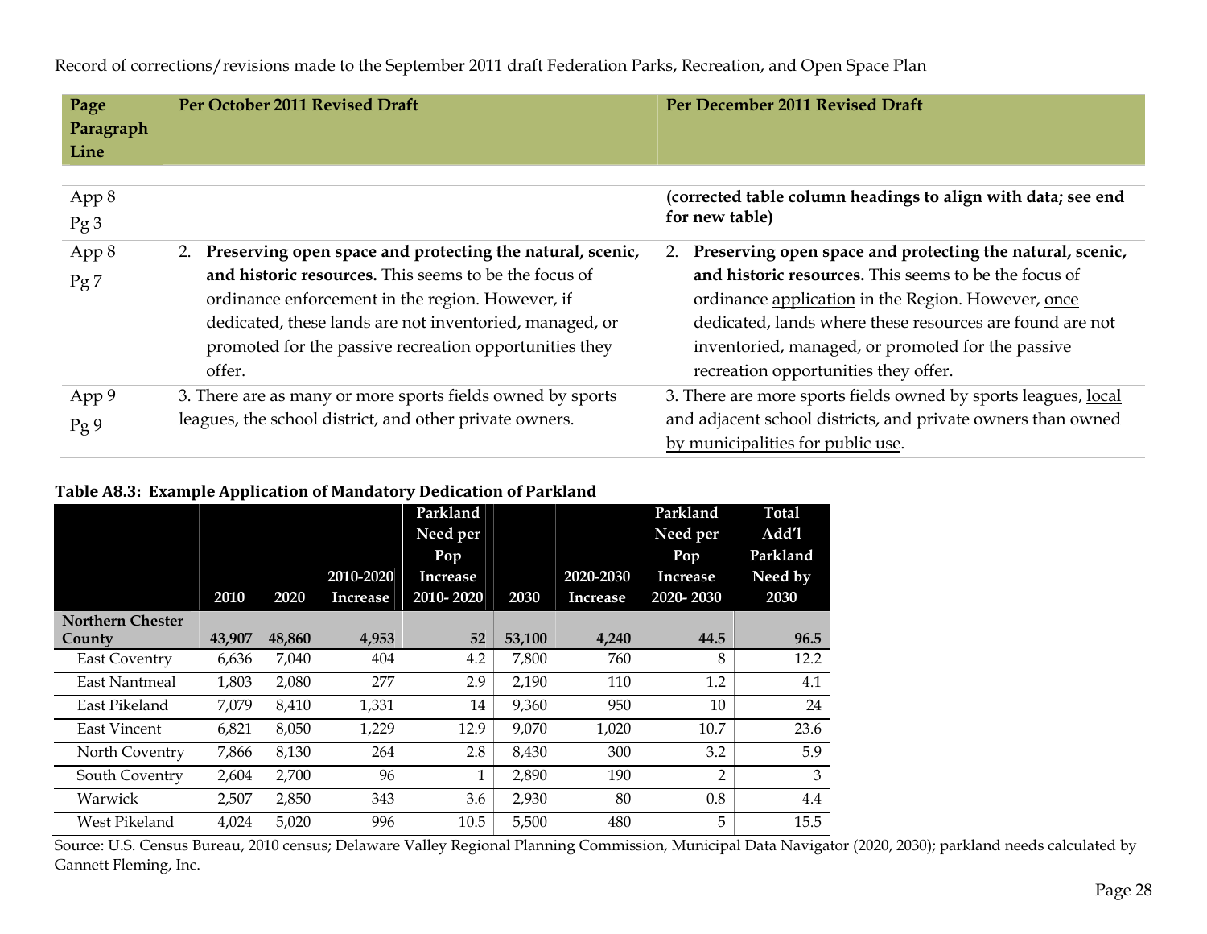Record of corrections/revisions made to the September 2011 draft Federation Parks, Recreation, and Open Space Plan

| Page Paragraph Line | Per October 2011 Revised Draft | Per December 2011 Revised Draft |
|---|---|---|
| App 8 Pg 3 | | **(corrected table column headings to align with data; see end for new table)** |
| App 8 Pg 7 | 2. **Preserving open space and protecting the natural, scenic, and historic resources.** This seems to be the focus of ordinance enforcement in the region. However, if dedicated, these lands are not inventoried, managed, or promoted for the passive recreation opportunities they offer. | 2. **Preserving open space and protecting the natural, scenic, and historic resources.** This seems to be the focus of ordinance <u>application</u> in the Region. However, <u>once</u> dedicated, lands where these resources are found are not inventoried, managed, or promoted for the passive recreation opportunities they offer. |
| App 9 Pg 9 | 3. There are as many or more sports fields owned by sports leagues, the school district, and other private owners. | 3. There are more sports fields owned by sports leagues, <u>local and adjacent</u> school districts, and private owners <u>than owned by municipalities for public use</u>. |

**Table A8.3: Example Application of Mandatory Dedication of Parkland**

| | 2010 | 2020 | 2010-2020 Increase | Parkland Need per Pop Increase 2010-2020 | 2030 | 2020-2030 Increase | Parkland Need per Pop Increase 2020-2030 | Total Add'l Parkland Need by 2030 |
|---|---|---|---|---|---|---|---|---|
| **Northern Chester County** | **43,907** | **48,860** | **4,953** | **52** | **53,100** | **4,240** | **44.5** | **96.5** |
| East Coventry | 6,636 | 7,040 | 404 | 4.2 | 7,800 | 760 | 8 | 12.2 |
| East Nantmeal | 1,803 | 2,080 | 277 | 2.9 | 2,190 | 110 | 1.2 | 4.1 |
| East Pikeland | 7,079 | 8,410 | 1,331 | 14 | 9,360 | 950 | 10 | 24 |
| East Vincent | 6,821 | 8,050 | 1,229 | 12.9 | 9,070 | 1,020 | 10.7 | 23.6 |
| North Coventry | 7,866 | 8,130 | 264 | 2.8 | 8,430 | 300 | 3.2 | 5.9 |
| South Coventry | 2,604 | 2,700 | 96 | 1 | 2,890 | 190 | 2 | 3 |
| Warwick | 2,507 | 2,850 | 343 | 3.6 | 2,930 | 80 | 0.8 | 4.4 |
| West Pikeland | 4,024 | 5,020 | 996 | 10.5 | 5,500 | 480 | 5 | 15.5 |

Source: U.S. Census Bureau, 2010 census; Delaware Valley Regional Planning Commission, Municipal Data Navigator (2020, 2030); parkland needs calculated by Gannett Fleming, Inc.